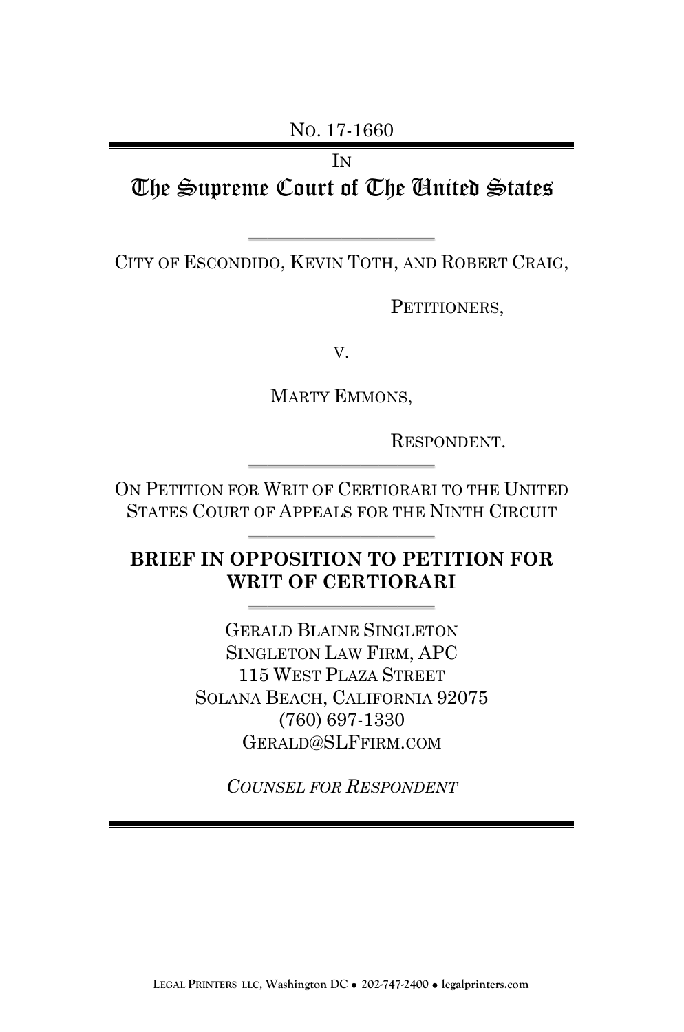No. 17-1660

IN

# The Supreme Court of The United States

CITY OF ESCONDIDO, KEVIN TOTH, AND ROBERT CRAIG,

PETITIONERS,

V.

MARTY EMMONS,

RESPONDENT.

ON PETITION FOR WRIT OF CERTIORARI TO THE UNITED STATES COURT OF APPEALS FOR THE NINTH CIRCUIT

## BRIEF IN OPPOSITION TO PETITION FOR WRIT OF CERTIORARI

GERALD BLAINE SINGLETON
SINGLETON LAW FIRM, APC
115 WEST PLAZA STREET
SOLANA BEACH, CALIFORNIA 92075
(760) 697-1330
GERALD@SLFFIRM.COM

*COUNSEL FOR RESPONDENT*

LEGAL PRINTERS LLC, Washington DC • 202-747-2400 • legalprinters.com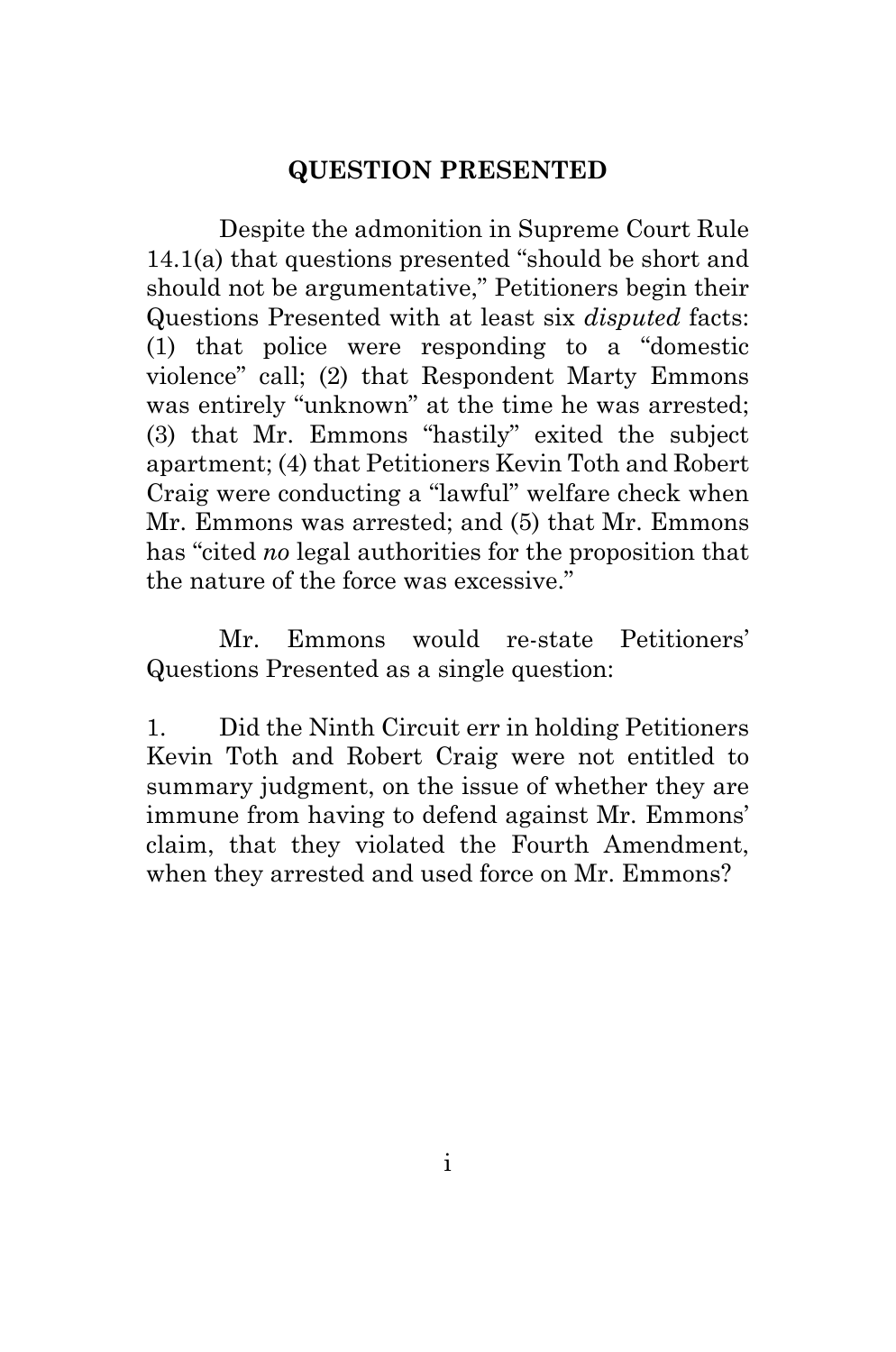## QUESTION PRESENTED

Despite the admonition in Supreme Court Rule 14.1(a) that questions presented "should be short and should not be argumentative," Petitioners begin their Questions Presented with at least six *disputed* facts: (1) that police were responding to a "domestic violence" call; (2) that Respondent Marty Emmons was entirely "unknown" at the time he was arrested; (3) that Mr. Emmons "hastily" exited the subject apartment; (4) that Petitioners Kevin Toth and Robert Craig were conducting a "lawful" welfare check when Mr. Emmons was arrested; and (5) that Mr. Emmons has "cited *no* legal authorities for the proposition that the nature of the force was excessive."

Mr. Emmons would re-state Petitioners' Questions Presented as a single question:

1. Did the Ninth Circuit err in holding Petitioners Kevin Toth and Robert Craig were not entitled to summary judgment, on the issue of whether they are immune from having to defend against Mr. Emmons' claim, that they violated the Fourth Amendment, when they arrested and used force on Mr. Emmons?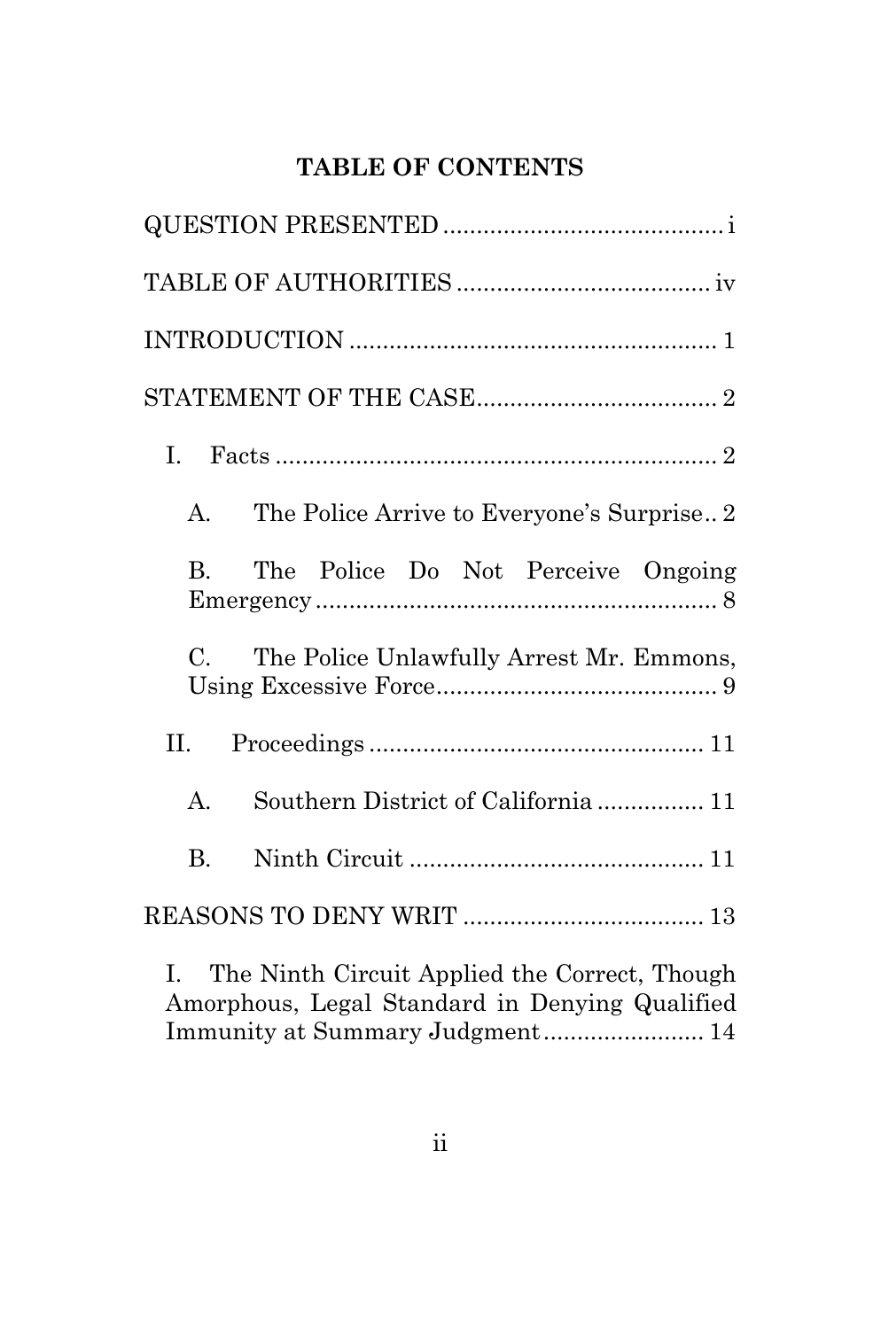## TABLE OF CONTENTS

QUESTION PRESENTED .......................................... i

TABLE OF AUTHORITIES ...................................... iv

INTRODUCTION ....................................................... 1

STATEMENT OF THE CASE.................................... 2

I. Facts ................................................................... 2

A. The Police Arrive to Everyone's Surprise.. 2

B. The Police Do Not Perceive Ongoing Emergency ............................................................. 8

C. The Police Unlawfully Arrest Mr. Emmons, Using Excessive Force.......................................... 9

II. Proceedings .................................................. 11

A. Southern District of California ................ 11

B. Ninth Circuit ............................................ 11

REASONS TO DENY WRIT .................................... 13

I. The Ninth Circuit Applied the Correct, Though Amorphous, Legal Standard in Denying Qualified Immunity at Summary Judgment........................ 14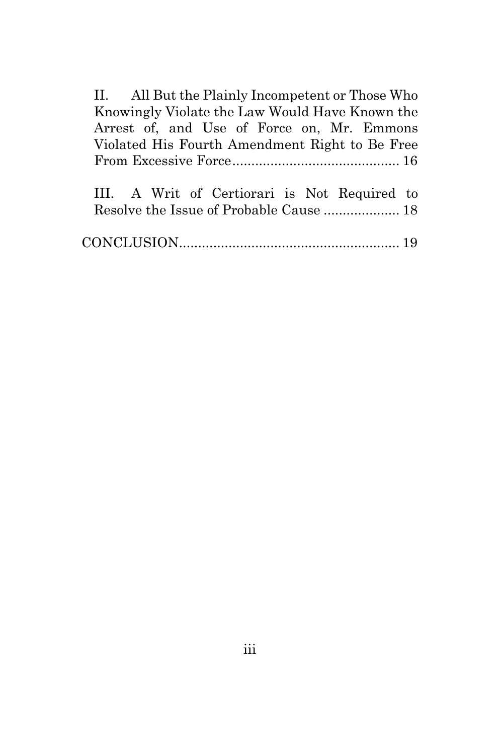II. All But the Plainly Incompetent or Those Who Knowingly Violate the Law Would Have Known the Arrest of, and Use of Force on, Mr. Emmons Violated His Fourth Amendment Right to Be Free From Excessive Force............................................ 16

III. A Writ of Certiorari is Not Required to Resolve the Issue of Probable Cause .................... 18

CONCLUSION.......................................................... 19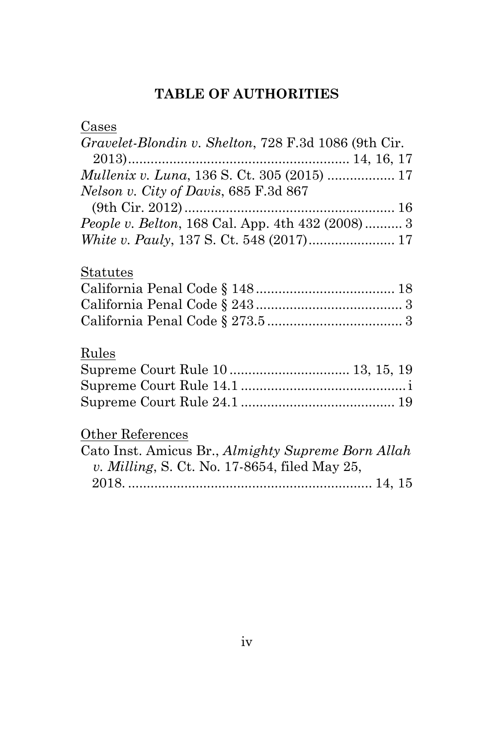## TABLE OF AUTHORITIES

Cases

*Gravelet-Blondin v. Shelton*, 728 F.3d 1086 (9th Cir. 2013).......................................................... 14, 16, 17

*Mullenix v. Luna*, 136 S. Ct. 305 (2015) .................. 17

*Nelson v. City of Davis*, 685 F.3d 867 (9th Cir. 2012)........................................................ 16

*People v. Belton*, 168 Cal. App. 4th 432 (2008).......... 3

*White v. Pauly*, 137 S. Ct. 548 (2017)....................... 17

Statutes

California Penal Code § 148..................................... 18

California Penal Code § 243....................................... 3

California Penal Code § 273.5.................................... 3

Rules

Supreme Court Rule 10 ............................... 13, 15, 19

Supreme Court Rule 14.1 ............................................ i

Supreme Court Rule 24.1 ......................................... 19

Other References

Cato Inst. Amicus Br., *Almighty Supreme Born Allah v. Milling*, S. Ct. No. 17-8654, filed May 25, 2018. ................................................................ 14, 15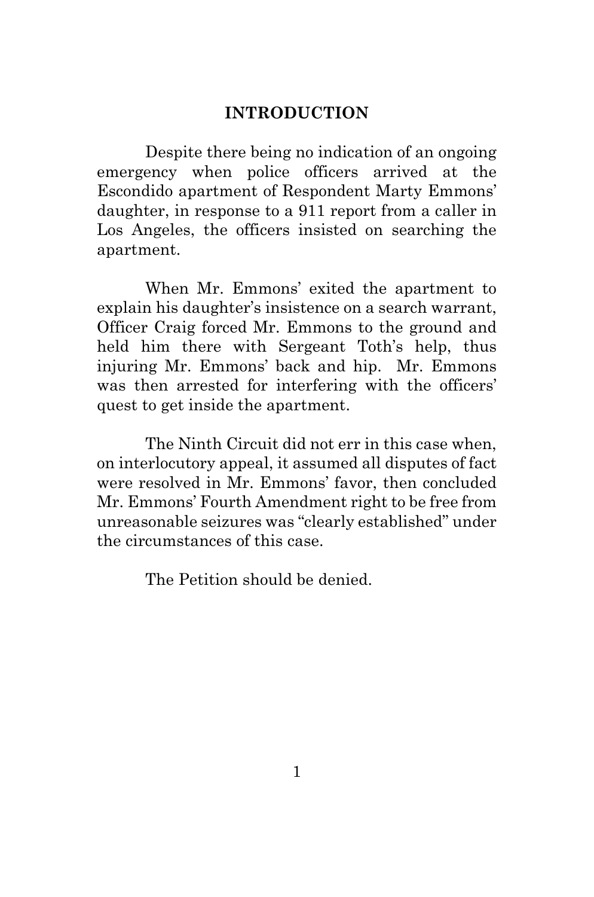## INTRODUCTION

Despite there being no indication of an ongoing emergency when police officers arrived at the Escondido apartment of Respondent Marty Emmons' daughter, in response to a 911 report from a caller in Los Angeles, the officers insisted on searching the apartment.

When Mr. Emmons' exited the apartment to explain his daughter's insistence on a search warrant, Officer Craig forced Mr. Emmons to the ground and held him there with Sergeant Toth's help, thus injuring Mr. Emmons' back and hip. Mr. Emmons was then arrested for interfering with the officers' quest to get inside the apartment.

The Ninth Circuit did not err in this case when, on interlocutory appeal, it assumed all disputes of fact were resolved in Mr. Emmons' favor, then concluded Mr. Emmons' Fourth Amendment right to be free from unreasonable seizures was "clearly established" under the circumstances of this case.

The Petition should be denied.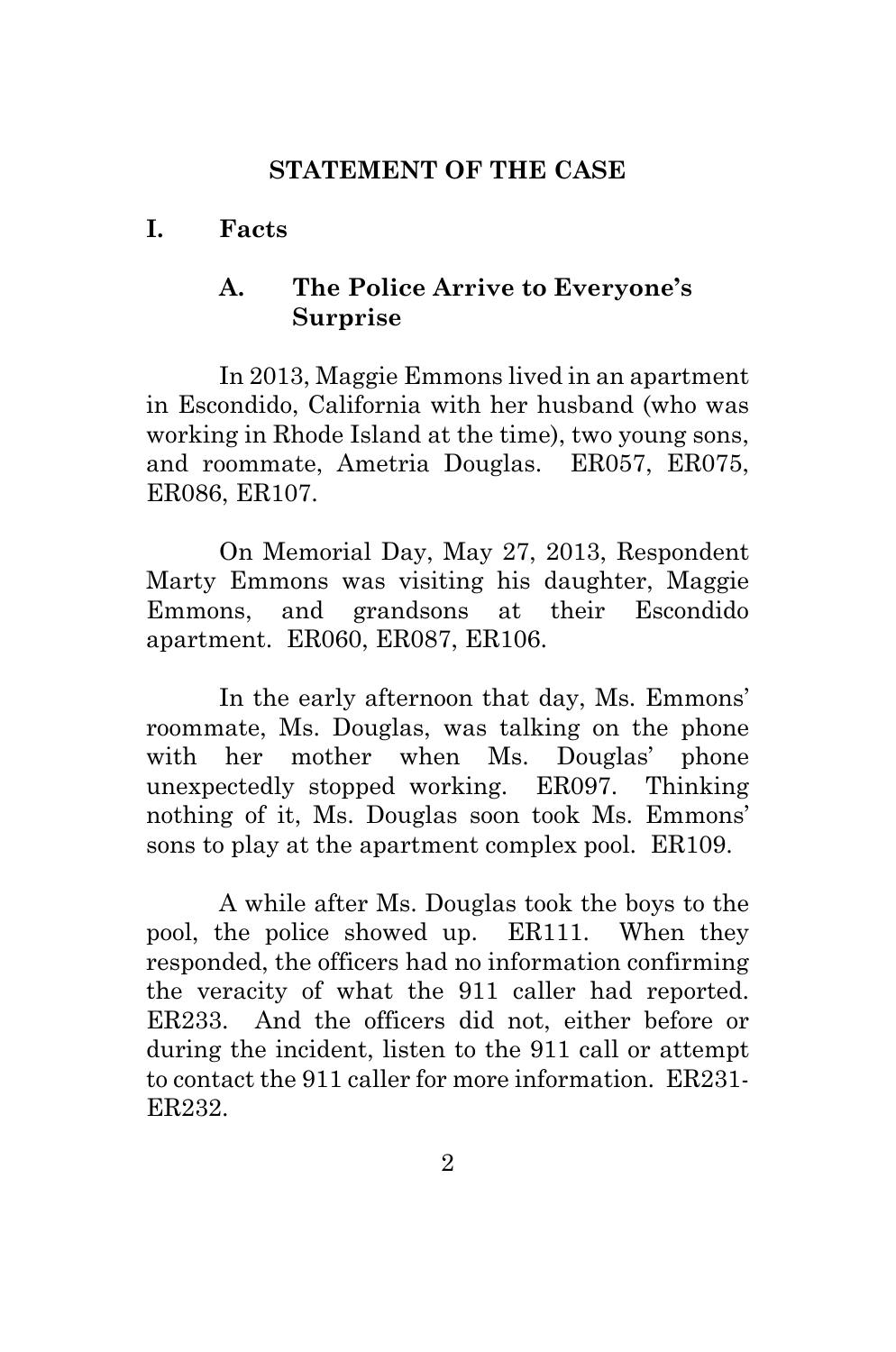## STATEMENT OF THE CASE

### I. Facts

#### A. The Police Arrive to Everyone's Surprise

In 2013, Maggie Emmons lived in an apartment in Escondido, California with her husband (who was working in Rhode Island at the time), two young sons, and roommate, Ametria Douglas. ER057, ER075, ER086, ER107.

On Memorial Day, May 27, 2013, Respondent Marty Emmons was visiting his daughter, Maggie Emmons, and grandsons at their Escondido apartment. ER060, ER087, ER106.

In the early afternoon that day, Ms. Emmons' roommate, Ms. Douglas, was talking on the phone with her mother when Ms. Douglas' phone unexpectedly stopped working. ER097. Thinking nothing of it, Ms. Douglas soon took Ms. Emmons' sons to play at the apartment complex pool. ER109.

A while after Ms. Douglas took the boys to the pool, the police showed up. ER111. When they responded, the officers had no information confirming the veracity of what the 911 caller had reported. ER233. And the officers did not, either before or during the incident, listen to the 911 call or attempt to contact the 911 caller for more information. ER231-ER232.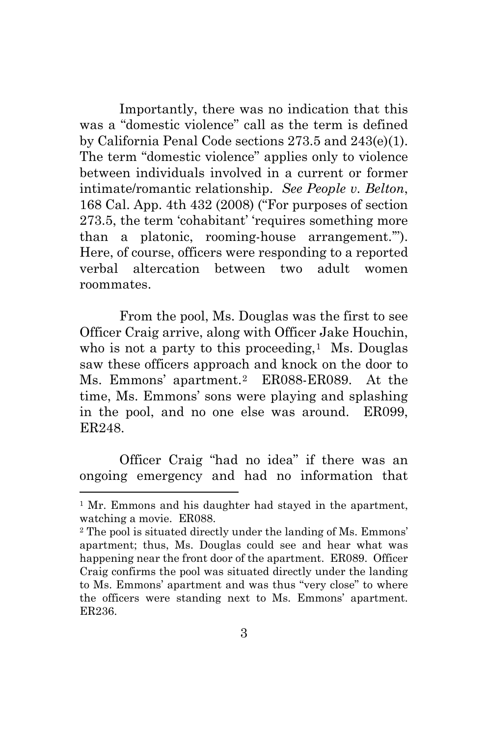Importantly, there was no indication that this was a "domestic violence" call as the term is defined by California Penal Code sections 273.5 and 243(e)(1). The term "domestic violence" applies only to violence between individuals involved in a current or former intimate/romantic relationship. *See People v. Belton*, 168 Cal. App. 4th 432 (2008) ("For purposes of section 273.5, the term 'cohabitant' 'requires something more than a platonic, rooming-house arrangement.'"). Here, of course, officers were responding to a reported verbal altercation between two adult women roommates.

From the pool, Ms. Douglas was the first to see Officer Craig arrive, along with Officer Jake Houchin, who is not a party to this proceeding,[1] Ms. Douglas saw these officers approach and knock on the door to Ms. Emmons' apartment.[2] ER088-ER089. At the time, Ms. Emmons' sons were playing and splashing in the pool, and no one else was around. ER099, ER248.

Officer Craig "had no idea" if there was an ongoing emergency and had no information that

---

[1] Mr. Emmons and his daughter had stayed in the apartment, watching a movie. ER088.

[2] The pool is situated directly under the landing of Ms. Emmons' apartment; thus, Ms. Douglas could see and hear what was happening near the front door of the apartment. ER089. Officer Craig confirms the pool was situated directly under the landing to Ms. Emmons' apartment and was thus "very close" to where the officers were standing next to Ms. Emmons' apartment. ER236.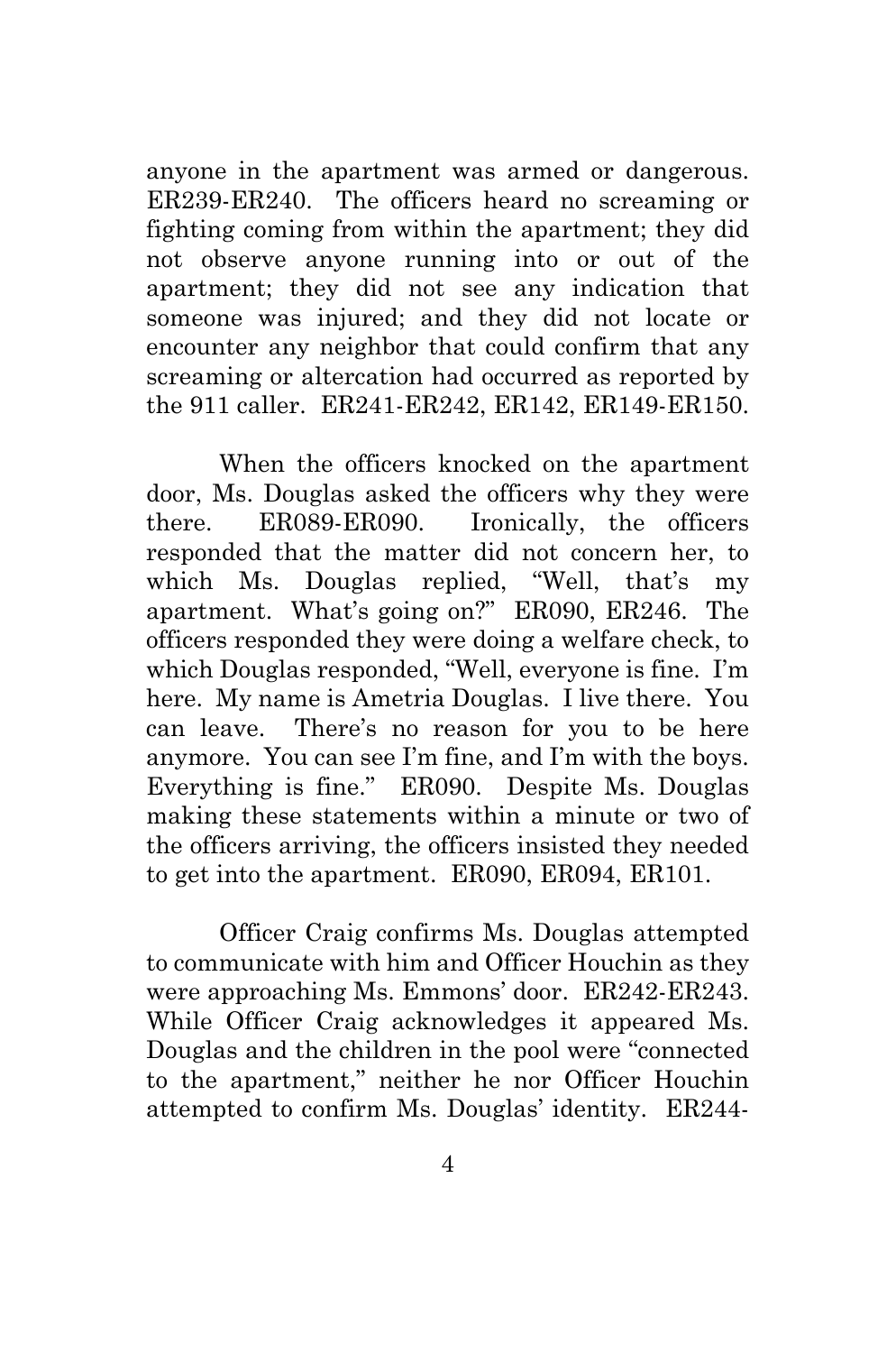anyone in the apartment was armed or dangerous. ER239-ER240. The officers heard no screaming or fighting coming from within the apartment; they did not observe anyone running into or out of the apartment; they did not see any indication that someone was injured; and they did not locate or encounter any neighbor that could confirm that any screaming or altercation had occurred as reported by the 911 caller. ER241-ER242, ER142, ER149-ER150.

When the officers knocked on the apartment door, Ms. Douglas asked the officers why they were there. ER089-ER090. Ironically, the officers responded that the matter did not concern her, to which Ms. Douglas replied, "Well, that's my apartment. What's going on?" ER090, ER246. The officers responded they were doing a welfare check, to which Douglas responded, "Well, everyone is fine. I'm here. My name is Ametria Douglas. I live there. You can leave. There's no reason for you to be here anymore. You can see I'm fine, and I'm with the boys. Everything is fine." ER090. Despite Ms. Douglas making these statements within a minute or two of the officers arriving, the officers insisted they needed to get into the apartment. ER090, ER094, ER101.

Officer Craig confirms Ms. Douglas attempted to communicate with him and Officer Houchin as they were approaching Ms. Emmons' door. ER242-ER243. While Officer Craig acknowledges it appeared Ms. Douglas and the children in the pool were "connected to the apartment," neither he nor Officer Houchin attempted to confirm Ms. Douglas' identity. ER244-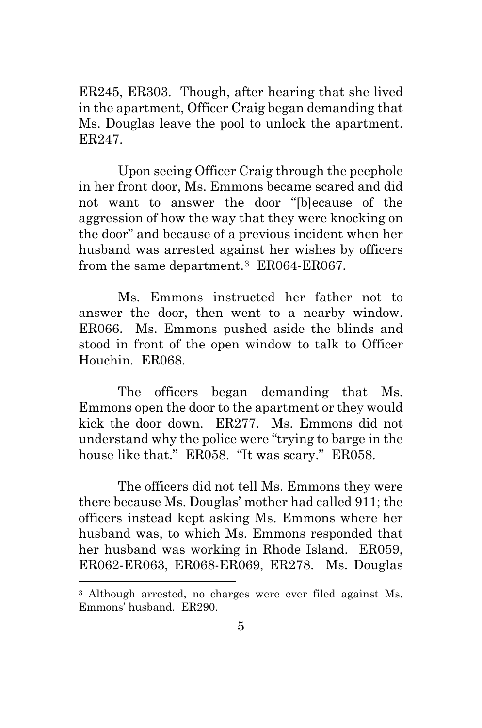ER245, ER303. Though, after hearing that she lived in the apartment, Officer Craig began demanding that Ms. Douglas leave the pool to unlock the apartment. ER247.

Upon seeing Officer Craig through the peephole in her front door, Ms. Emmons became scared and did not want to answer the door "[b]ecause of the aggression of how the way that they were knocking on the door" and because of a previous incident when her husband was arrested against her wishes by officers from the same department.[3] ER064-ER067.

Ms. Emmons instructed her father not to answer the door, then went to a nearby window. ER066. Ms. Emmons pushed aside the blinds and stood in front of the open window to talk to Officer Houchin. ER068.

The officers began demanding that Ms. Emmons open the door to the apartment or they would kick the door down. ER277. Ms. Emmons did not understand why the police were "trying to barge in the house like that." ER058. "It was scary." ER058.

The officers did not tell Ms. Emmons they were there because Ms. Douglas' mother had called 911; the officers instead kept asking Ms. Emmons where her husband was, to which Ms. Emmons responded that her husband was working in Rhode Island. ER059, ER062-ER063, ER068-ER069, ER278. Ms. Douglas

[3] Although arrested, no charges were ever filed against Ms. Emmons' husband. ER290.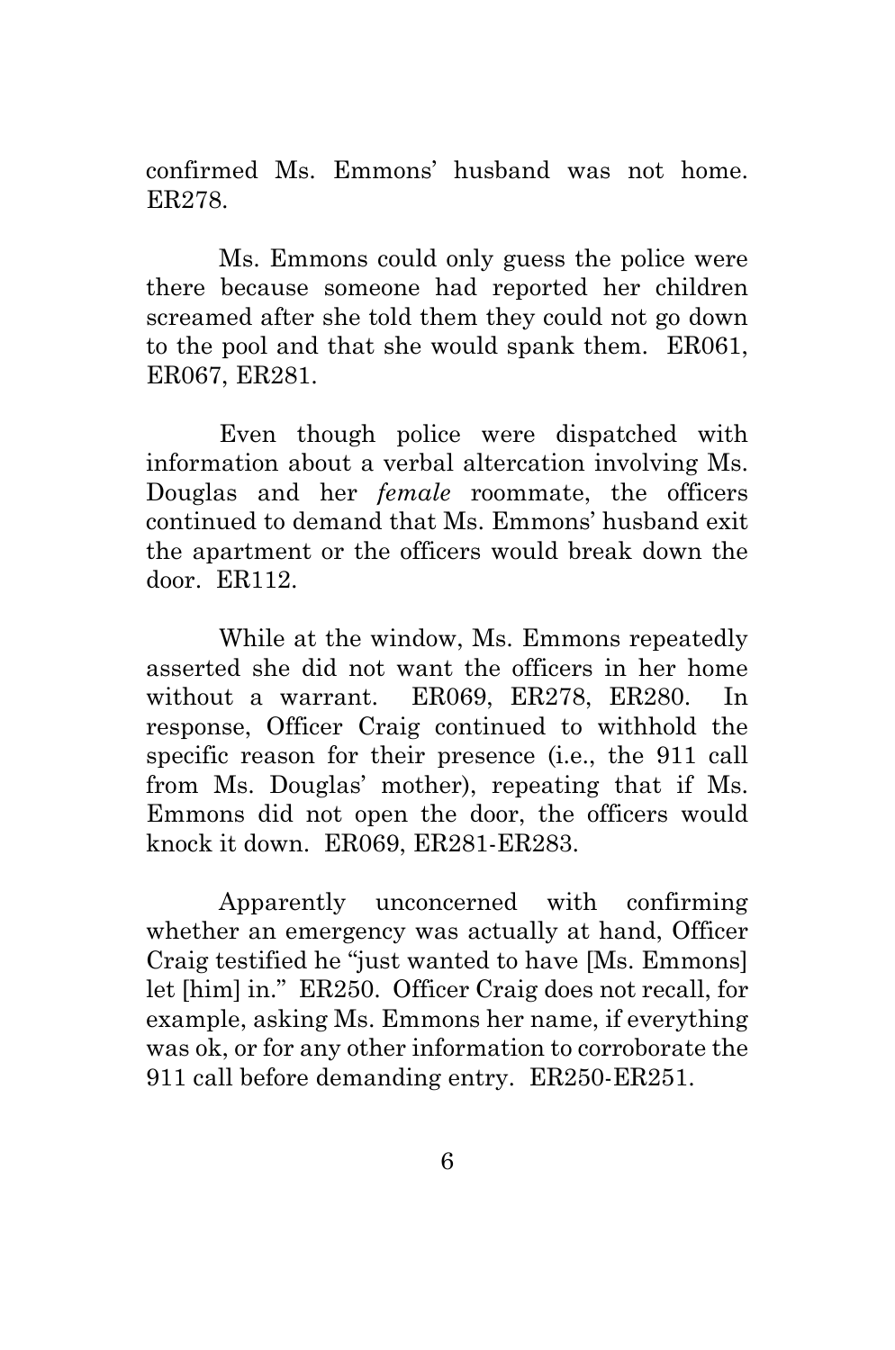confirmed Ms. Emmons' husband was not home. ER278.

Ms. Emmons could only guess the police were there because someone had reported her children screamed after she told them they could not go down to the pool and that she would spank them. ER061, ER067, ER281.

Even though police were dispatched with information about a verbal altercation involving Ms. Douglas and her *female* roommate, the officers continued to demand that Ms. Emmons' husband exit the apartment or the officers would break down the door. ER112.

While at the window, Ms. Emmons repeatedly asserted she did not want the officers in her home without a warrant. ER069, ER278, ER280. In response, Officer Craig continued to withhold the specific reason for their presence (i.e., the 911 call from Ms. Douglas' mother), repeating that if Ms. Emmons did not open the door, the officers would knock it down. ER069, ER281-ER283.

Apparently unconcerned with confirming whether an emergency was actually at hand, Officer Craig testified he "just wanted to have [Ms. Emmons] let [him] in." ER250. Officer Craig does not recall, for example, asking Ms. Emmons her name, if everything was ok, or for any other information to corroborate the 911 call before demanding entry. ER250-ER251.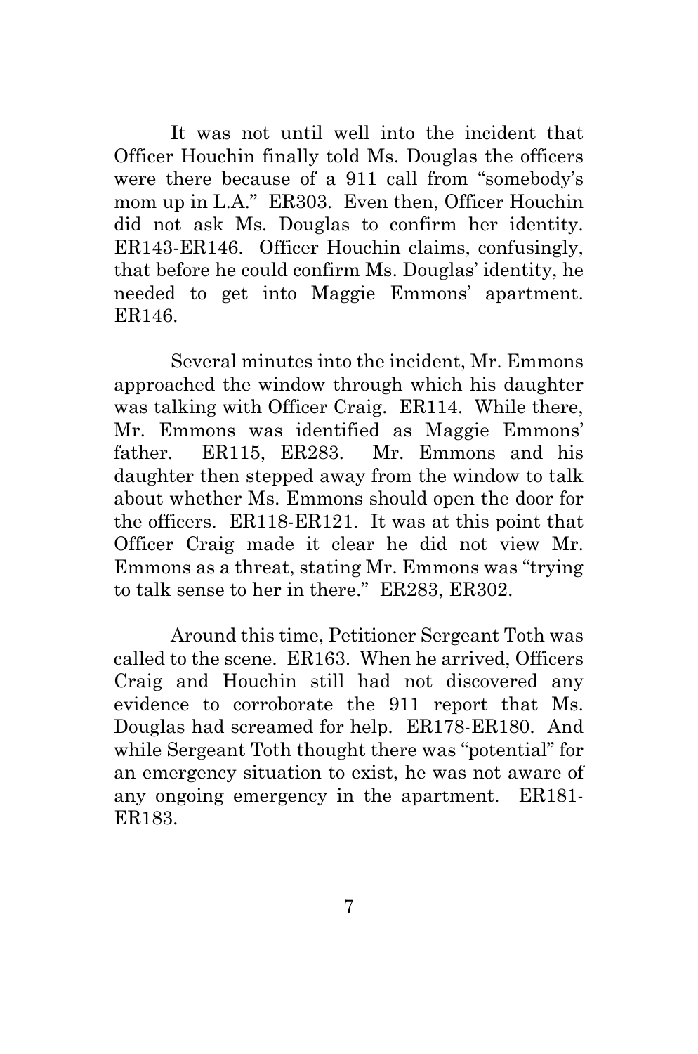It was not until well into the incident that Officer Houchin finally told Ms. Douglas the officers were there because of a 911 call from "somebody's mom up in L.A." ER303. Even then, Officer Houchin did not ask Ms. Douglas to confirm her identity. ER143-ER146. Officer Houchin claims, confusingly, that before he could confirm Ms. Douglas' identity, he needed to get into Maggie Emmons' apartment. ER146.

Several minutes into the incident, Mr. Emmons approached the window through which his daughter was talking with Officer Craig. ER114. While there, Mr. Emmons was identified as Maggie Emmons' father. ER115, ER283. Mr. Emmons and his daughter then stepped away from the window to talk about whether Ms. Emmons should open the door for the officers. ER118-ER121. It was at this point that Officer Craig made it clear he did not view Mr. Emmons as a threat, stating Mr. Emmons was "trying to talk sense to her in there." ER283, ER302.

Around this time, Petitioner Sergeant Toth was called to the scene. ER163. When he arrived, Officers Craig and Houchin still had not discovered any evidence to corroborate the 911 report that Ms. Douglas had screamed for help. ER178-ER180. And while Sergeant Toth thought there was "potential" for an emergency situation to exist, he was not aware of any ongoing emergency in the apartment. ER181-ER183.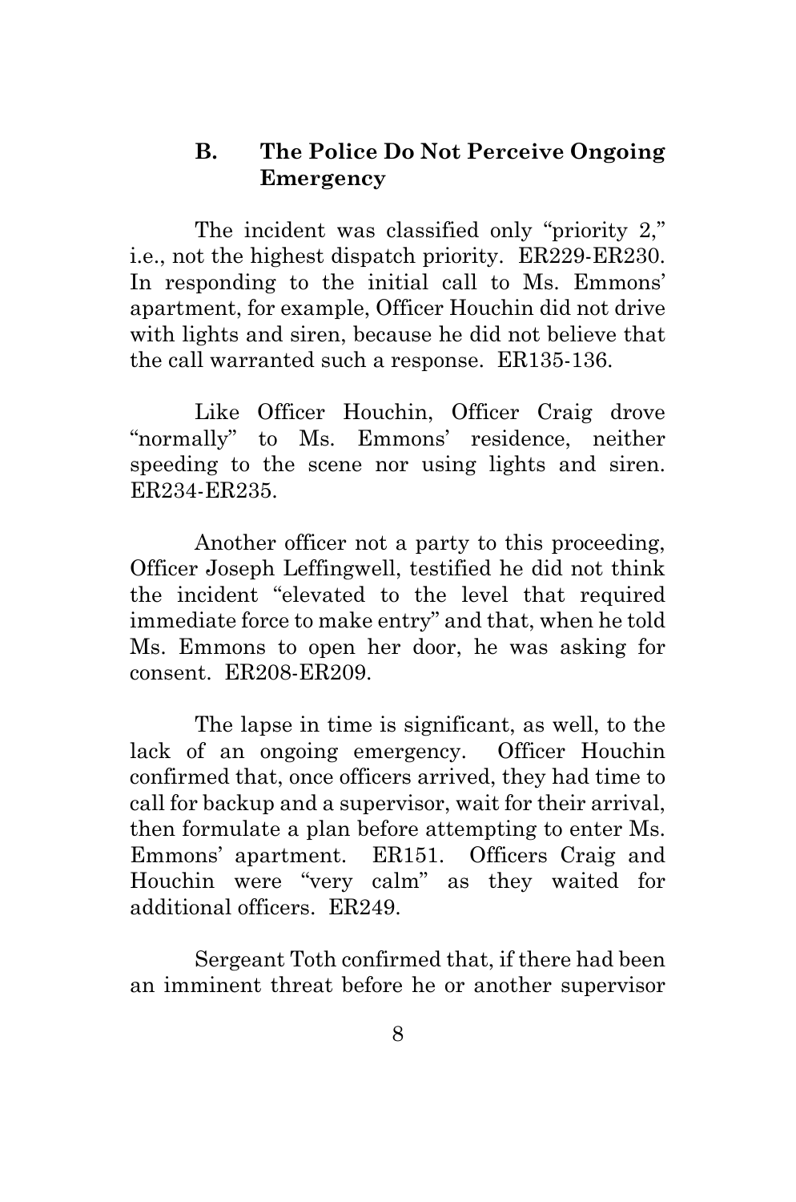### B. The Police Do Not Perceive Ongoing Emergency

The incident was classified only "priority 2," i.e., not the highest dispatch priority. ER229-ER230. In responding to the initial call to Ms. Emmons' apartment, for example, Officer Houchin did not drive with lights and siren, because he did not believe that the call warranted such a response. ER135-136.

Like Officer Houchin, Officer Craig drove "normally" to Ms. Emmons' residence, neither speeding to the scene nor using lights and siren. ER234-ER235.

Another officer not a party to this proceeding, Officer Joseph Leffingwell, testified he did not think the incident "elevated to the level that required immediate force to make entry" and that, when he told Ms. Emmons to open her door, he was asking for consent. ER208-ER209.

The lapse in time is significant, as well, to the lack of an ongoing emergency. Officer Houchin confirmed that, once officers arrived, they had time to call for backup and a supervisor, wait for their arrival, then formulate a plan before attempting to enter Ms. Emmons' apartment. ER151. Officers Craig and Houchin were "very calm" as they waited for additional officers. ER249.

Sergeant Toth confirmed that, if there had been an imminent threat before he or another supervisor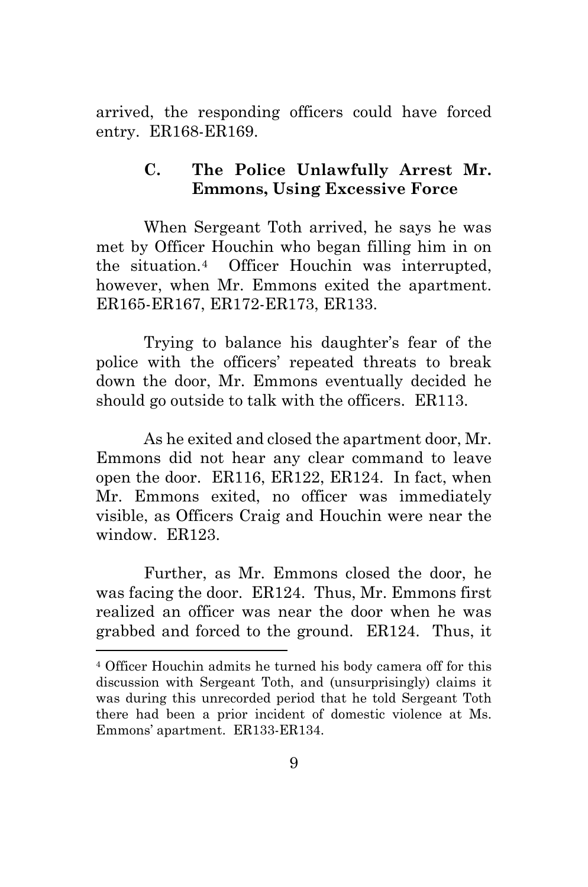arrived, the responding officers could have forced entry. ER168-ER169.

### C. The Police Unlawfully Arrest Mr. Emmons, Using Excessive Force

When Sergeant Toth arrived, he says he was met by Officer Houchin who began filling him in on the situation.[4] Officer Houchin was interrupted, however, when Mr. Emmons exited the apartment. ER165-ER167, ER172-ER173, ER133.

Trying to balance his daughter's fear of the police with the officers' repeated threats to break down the door, Mr. Emmons eventually decided he should go outside to talk with the officers. ER113.

As he exited and closed the apartment door, Mr. Emmons did not hear any clear command to leave open the door. ER116, ER122, ER124. In fact, when Mr. Emmons exited, no officer was immediately visible, as Officers Craig and Houchin were near the window. ER123.

Further, as Mr. Emmons closed the door, he was facing the door. ER124. Thus, Mr. Emmons first realized an officer was near the door when he was grabbed and forced to the ground. ER124. Thus, it

---

[4] Officer Houchin admits he turned his body camera off for this discussion with Sergeant Toth, and (unsurprisingly) claims it was during this unrecorded period that he told Sergeant Toth there had been a prior incident of domestic violence at Ms. Emmons' apartment. ER133-ER134.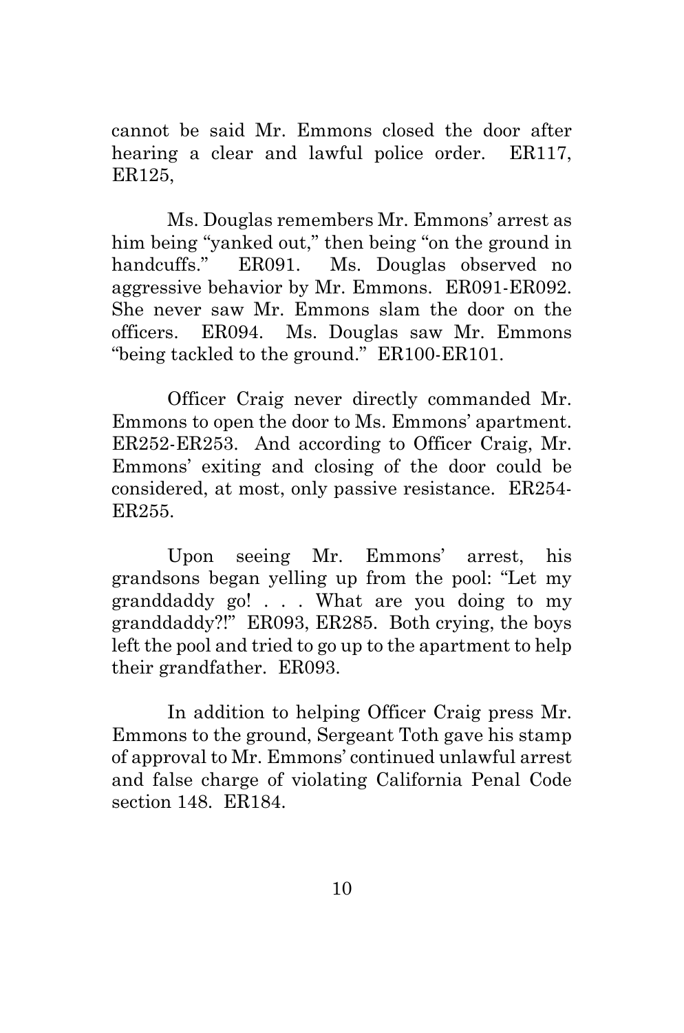cannot be said Mr. Emmons closed the door after hearing a clear and lawful police order. ER117, ER125,

Ms. Douglas remembers Mr. Emmons' arrest as him being "yanked out," then being "on the ground in handcuffs." ER091. Ms. Douglas observed no aggressive behavior by Mr. Emmons. ER091-ER092. She never saw Mr. Emmons slam the door on the officers. ER094. Ms. Douglas saw Mr. Emmons "being tackled to the ground." ER100-ER101.

Officer Craig never directly commanded Mr. Emmons to open the door to Ms. Emmons' apartment. ER252-ER253. And according to Officer Craig, Mr. Emmons' exiting and closing of the door could be considered, at most, only passive resistance. ER254-ER255.

Upon seeing Mr. Emmons' arrest, his grandsons began yelling up from the pool: "Let my granddaddy go! . . . What are you doing to my granddaddy?!" ER093, ER285. Both crying, the boys left the pool and tried to go up to the apartment to help their grandfather. ER093.

In addition to helping Officer Craig press Mr. Emmons to the ground, Sergeant Toth gave his stamp of approval to Mr. Emmons' continued unlawful arrest and false charge of violating California Penal Code section 148. ER184.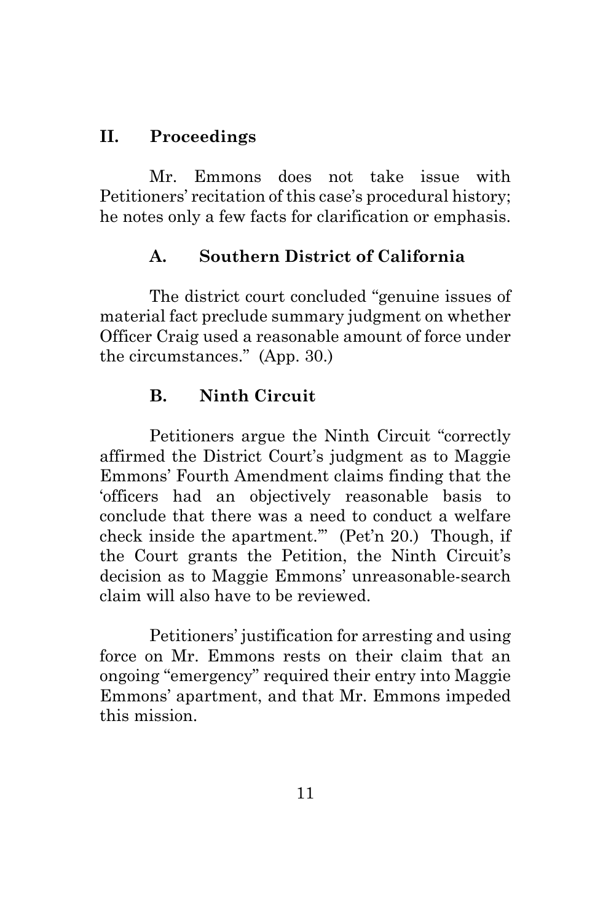## II. Proceedings

Mr. Emmons does not take issue with Petitioners' recitation of this case's procedural history; he notes only a few facts for clarification or emphasis.

### A. Southern District of California

The district court concluded "genuine issues of material fact preclude summary judgment on whether Officer Craig used a reasonable amount of force under the circumstances." (App. 30.)

### B. Ninth Circuit

Petitioners argue the Ninth Circuit "correctly affirmed the District Court's judgment as to Maggie Emmons' Fourth Amendment claims finding that the 'officers had an objectively reasonable basis to conclude that there was a need to conduct a welfare check inside the apartment.'" (Pet'n 20.) Though, if the Court grants the Petition, the Ninth Circuit's decision as to Maggie Emmons' unreasonable-search claim will also have to be reviewed.

Petitioners' justification for arresting and using force on Mr. Emmons rests on their claim that an ongoing "emergency" required their entry into Maggie Emmons' apartment, and that Mr. Emmons impeded this mission.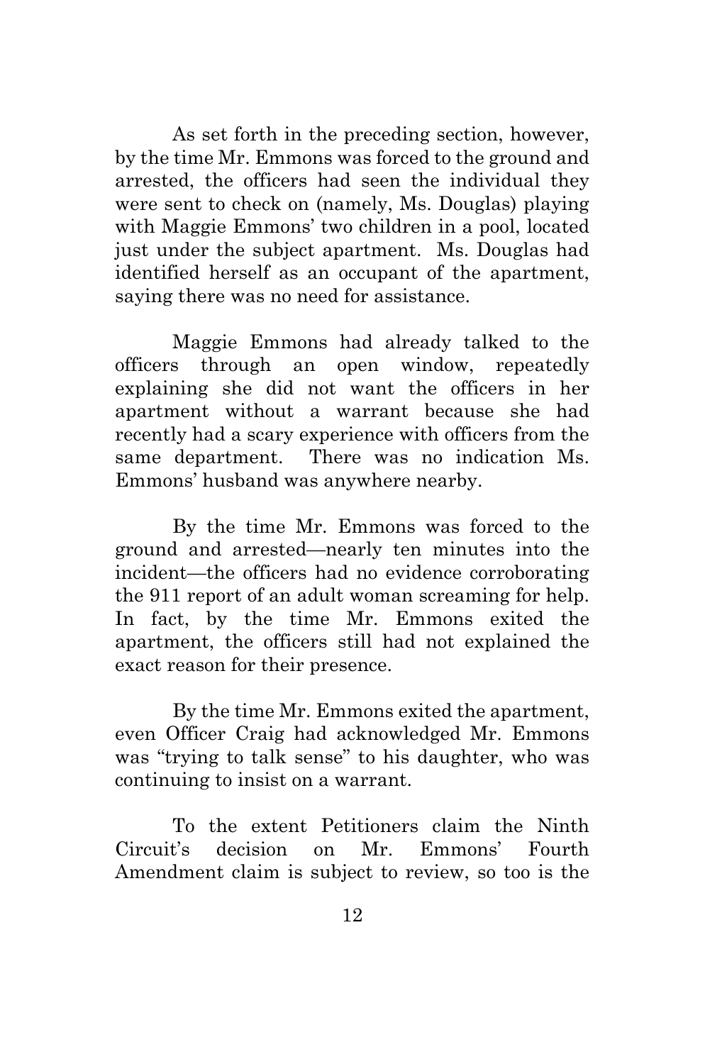As set forth in the preceding section, however, by the time Mr. Emmons was forced to the ground and arrested, the officers had seen the individual they were sent to check on (namely, Ms. Douglas) playing with Maggie Emmons' two children in a pool, located just under the subject apartment. Ms. Douglas had identified herself as an occupant of the apartment, saying there was no need for assistance.

Maggie Emmons had already talked to the officers through an open window, repeatedly explaining she did not want the officers in her apartment without a warrant because she had recently had a scary experience with officers from the same department. There was no indication Ms. Emmons' husband was anywhere nearby.

By the time Mr. Emmons was forced to the ground and arrested—nearly ten minutes into the incident—the officers had no evidence corroborating the 911 report of an adult woman screaming for help. In fact, by the time Mr. Emmons exited the apartment, the officers still had not explained the exact reason for their presence.

By the time Mr. Emmons exited the apartment, even Officer Craig had acknowledged Mr. Emmons was "trying to talk sense" to his daughter, who was continuing to insist on a warrant.

To the extent Petitioners claim the Ninth Circuit's decision on Mr. Emmons' Fourth Amendment claim is subject to review, so too is the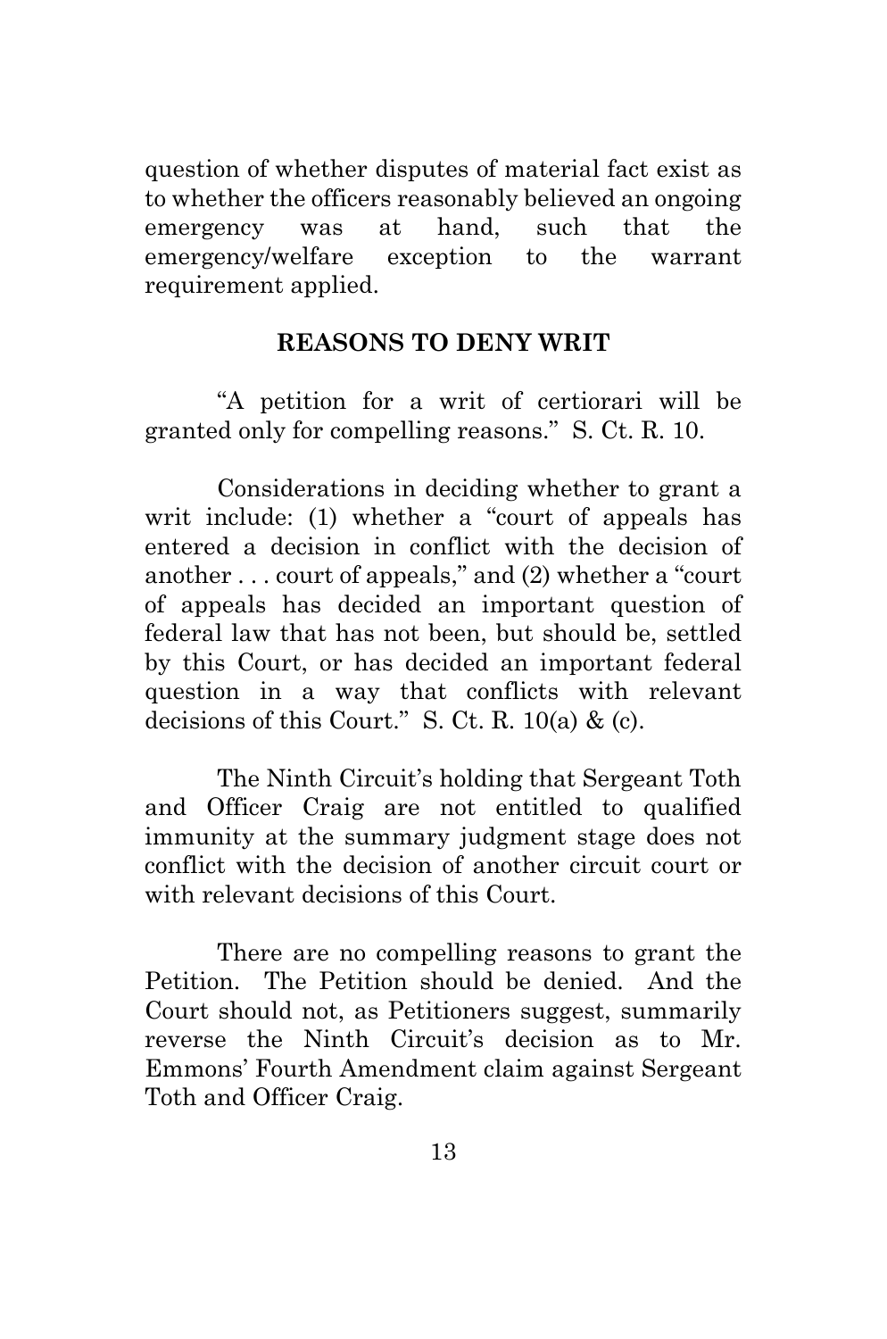question of whether disputes of material fact exist as to whether the officers reasonably believed an ongoing emergency was at hand, such that the emergency/welfare exception to the warrant requirement applied.

## REASONS TO DENY WRIT

"A petition for a writ of certiorari will be granted only for compelling reasons." S. Ct. R. 10.

Considerations in deciding whether to grant a writ include: (1) whether a "court of appeals has entered a decision in conflict with the decision of another . . . court of appeals," and (2) whether a "court of appeals has decided an important question of federal law that has not been, but should be, settled by this Court, or has decided an important federal question in a way that conflicts with relevant decisions of this Court." S. Ct. R. 10(a) & (c).

The Ninth Circuit's holding that Sergeant Toth and Officer Craig are not entitled to qualified immunity at the summary judgment stage does not conflict with the decision of another circuit court or with relevant decisions of this Court.

There are no compelling reasons to grant the Petition. The Petition should be denied. And the Court should not, as Petitioners suggest, summarily reverse the Ninth Circuit's decision as to Mr. Emmons' Fourth Amendment claim against Sergeant Toth and Officer Craig.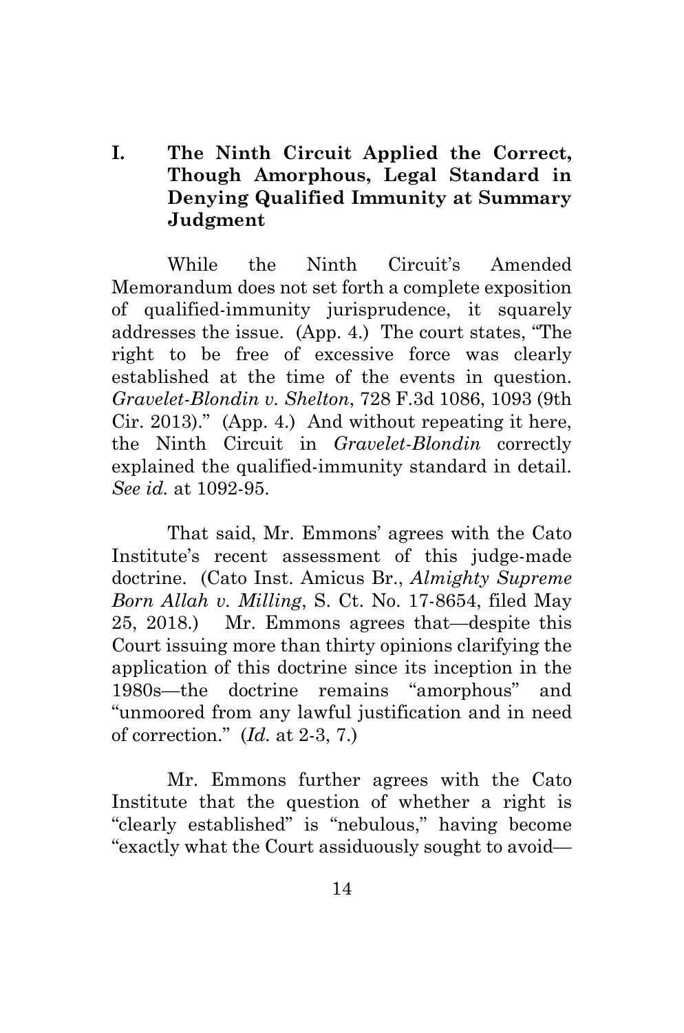## I. The Ninth Circuit Applied the Correct, Though Amorphous, Legal Standard in Denying Qualified Immunity at Summary Judgment

While the Ninth Circuit's Amended Memorandum does not set forth a complete exposition of qualified-immunity jurisprudence, it squarely addresses the issue. (App. 4.) The court states, "The right to be free of excessive force was clearly established at the time of the events in question. *Gravelet-Blondin v. Shelton*, 728 F.3d 1086, 1093 (9th Cir. 2013)." (App. 4.) And without repeating it here, the Ninth Circuit in *Gravelet-Blondin* correctly explained the qualified-immunity standard in detail. *See id.* at 1092-95.

That said, Mr. Emmons' agrees with the Cato Institute's recent assessment of this judge-made doctrine. (Cato Inst. Amicus Br., *Almighty Supreme Born Allah v. Milling*, S. Ct. No. 17-8654, filed May 25, 2018.) Mr. Emmons agrees that—despite this Court issuing more than thirty opinions clarifying the application of this doctrine since its inception in the 1980s—the doctrine remains "amorphous" and "unmoored from any lawful justification and in need of correction." (*Id.* at 2-3, 7.)

Mr. Emmons further agrees with the Cato Institute that the question of whether a right is "clearly established" is "nebulous," having become "exactly what the Court assiduously sought to avoid—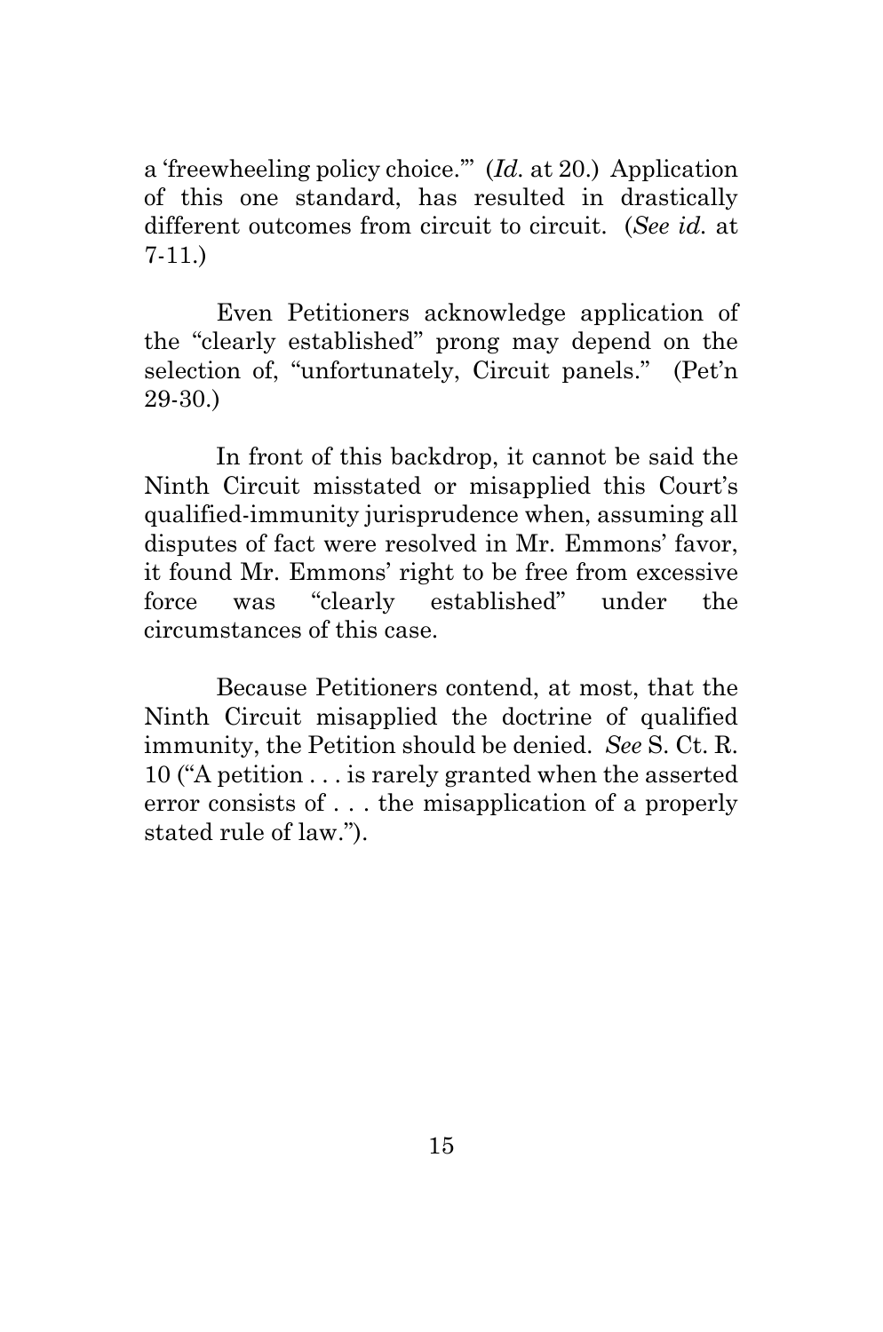a 'freewheeling policy choice.'" (*Id.* at 20.) Application of this one standard, has resulted in drastically different outcomes from circuit to circuit. (*See id.* at 7-11.)

Even Petitioners acknowledge application of the "clearly established" prong may depend on the selection of, "unfortunately, Circuit panels." (Pet'n 29-30.)

In front of this backdrop, it cannot be said the Ninth Circuit misstated or misapplied this Court's qualified-immunity jurisprudence when, assuming all disputes of fact were resolved in Mr. Emmons' favor, it found Mr. Emmons' right to be free from excessive force was "clearly established" under the circumstances of this case.

Because Petitioners contend, at most, that the Ninth Circuit misapplied the doctrine of qualified immunity, the Petition should be denied. *See* S. Ct. R. 10 ("A petition . . . is rarely granted when the asserted error consists of . . . the misapplication of a properly stated rule of law.").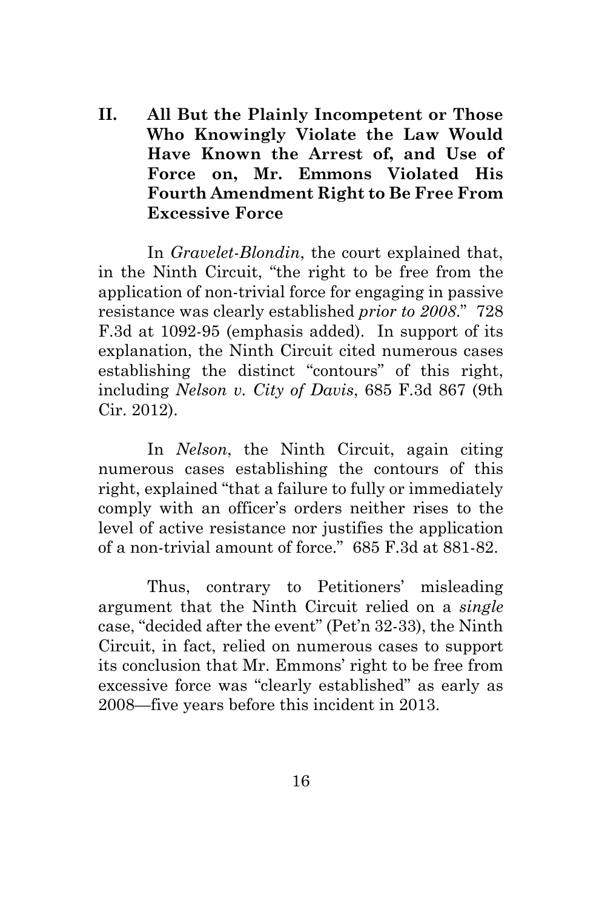## II. All But the Plainly Incompetent or Those Who Knowingly Violate the Law Would Have Known the Arrest of, and Use of Force on, Mr. Emmons Violated His Fourth Amendment Right to Be Free From Excessive Force

In *Gravelet-Blondin*, the court explained that, in the Ninth Circuit, "the right to be free from the application of non-trivial force for engaging in passive resistance was clearly established *prior to 2008*." 728 F.3d at 1092-95 (emphasis added). In support of its explanation, the Ninth Circuit cited numerous cases establishing the distinct "contours" of this right, including *Nelson v. City of Davis*, 685 F.3d 867 (9th Cir. 2012).

In *Nelson*, the Ninth Circuit, again citing numerous cases establishing the contours of this right, explained "that a failure to fully or immediately comply with an officer's orders neither rises to the level of active resistance nor justifies the application of a non-trivial amount of force." 685 F.3d at 881-82.

Thus, contrary to Petitioners' misleading argument that the Ninth Circuit relied on a *single* case, "decided after the event" (Pet'n 32-33), the Ninth Circuit, in fact, relied on numerous cases to support its conclusion that Mr. Emmons' right to be free from excessive force was "clearly established" as early as 2008—five years before this incident in 2013.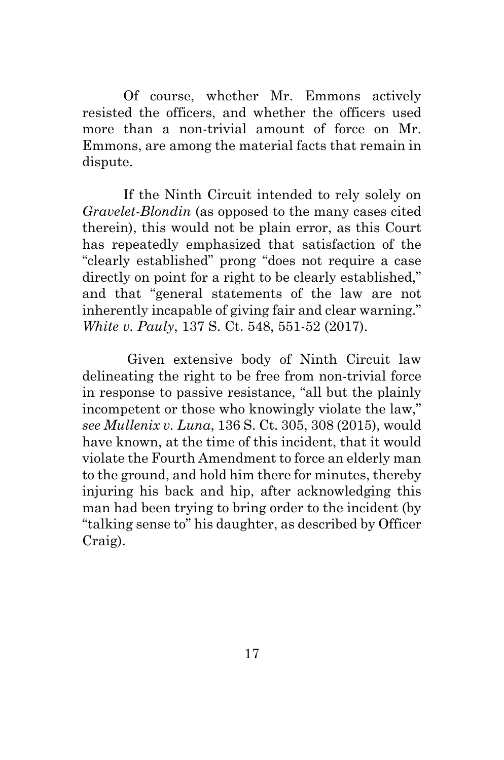Of course, whether Mr. Emmons actively resisted the officers, and whether the officers used more than a non-trivial amount of force on Mr. Emmons, are among the material facts that remain in dispute.

If the Ninth Circuit intended to rely solely on *Gravelet-Blondin* (as opposed to the many cases cited therein), this would not be plain error, as this Court has repeatedly emphasized that satisfaction of the "clearly established" prong "does not require a case directly on point for a right to be clearly established," and that "general statements of the law are not inherently incapable of giving fair and clear warning." *White v. Pauly*, 137 S. Ct. 548, 551-52 (2017).

Given extensive body of Ninth Circuit law delineating the right to be free from non-trivial force in response to passive resistance, "all but the plainly incompetent or those who knowingly violate the law," *see Mullenix v. Luna*, 136 S. Ct. 305, 308 (2015), would have known, at the time of this incident, that it would violate the Fourth Amendment to force an elderly man to the ground, and hold him there for minutes, thereby injuring his back and hip, after acknowledging this man had been trying to bring order to the incident (by "talking sense to" his daughter, as described by Officer Craig).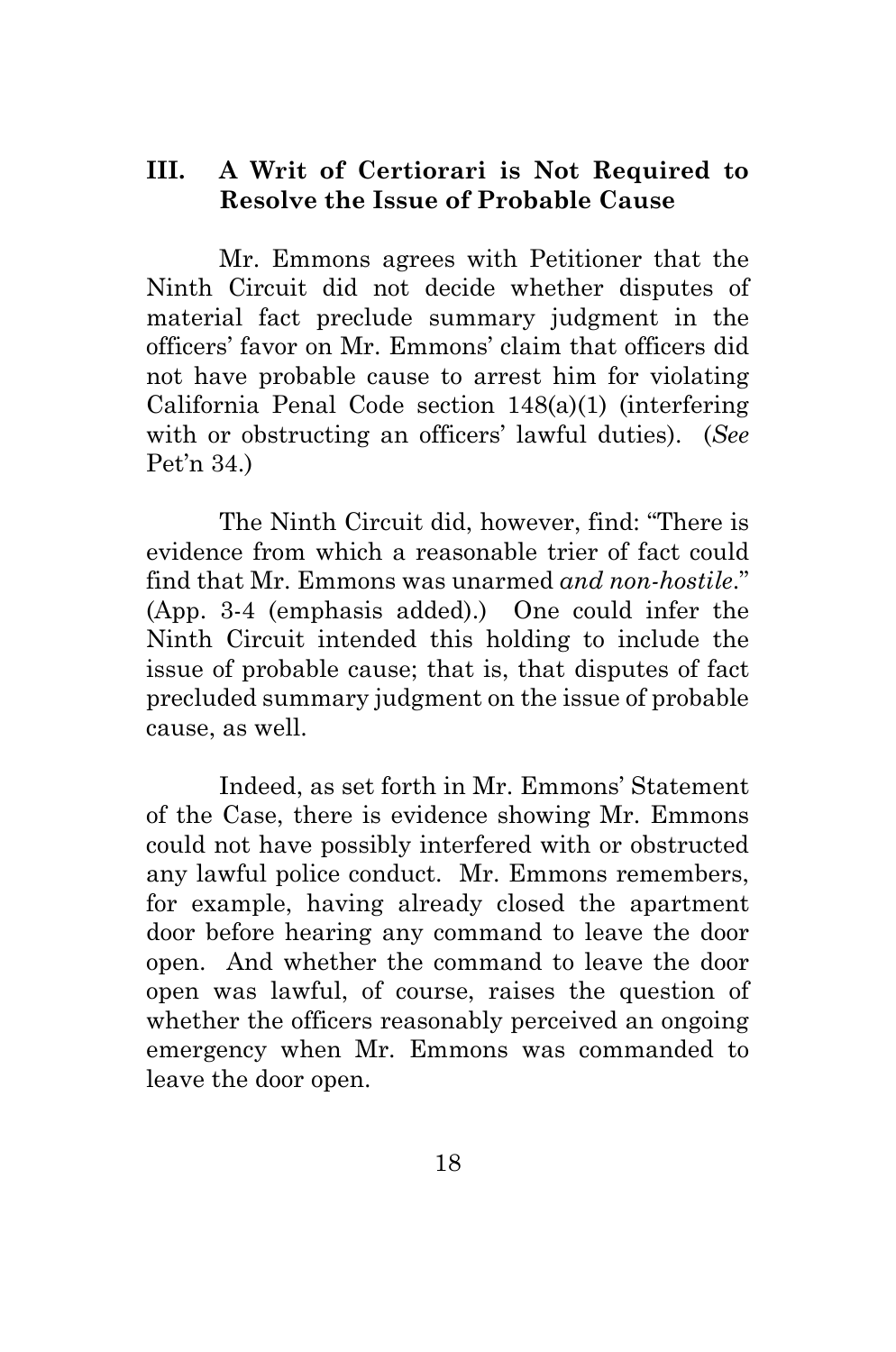## III. A Writ of Certiorari is Not Required to Resolve the Issue of Probable Cause

Mr. Emmons agrees with Petitioner that the Ninth Circuit did not decide whether disputes of material fact preclude summary judgment in the officers' favor on Mr. Emmons' claim that officers did not have probable cause to arrest him for violating California Penal Code section 148(a)(1) (interfering with or obstructing an officers' lawful duties). (*See* Pet'n 34.)

The Ninth Circuit did, however, find: "There is evidence from which a reasonable trier of fact could find that Mr. Emmons was unarmed *and non-hostile*." (App. 3-4 (emphasis added).) One could infer the Ninth Circuit intended this holding to include the issue of probable cause; that is, that disputes of fact precluded summary judgment on the issue of probable cause, as well.

Indeed, as set forth in Mr. Emmons' Statement of the Case, there is evidence showing Mr. Emmons could not have possibly interfered with or obstructed any lawful police conduct. Mr. Emmons remembers, for example, having already closed the apartment door before hearing any command to leave the door open. And whether the command to leave the door open was lawful, of course, raises the question of whether the officers reasonably perceived an ongoing emergency when Mr. Emmons was commanded to leave the door open.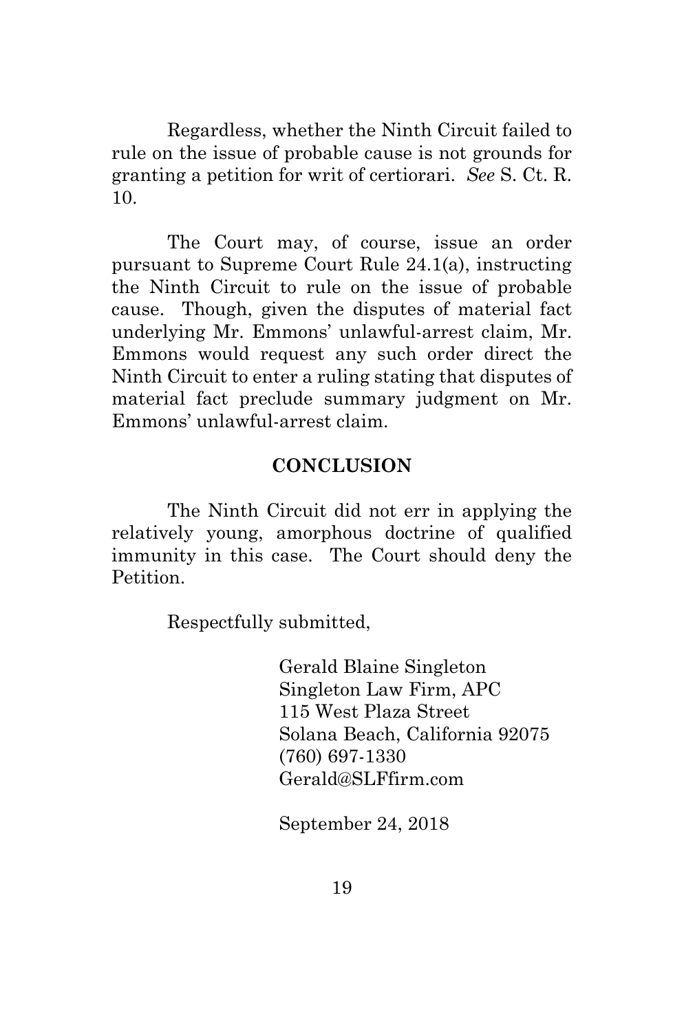Regardless, whether the Ninth Circuit failed to rule on the issue of probable cause is not grounds for granting a petition for writ of certiorari. *See* S. Ct. R. 10.

The Court may, of course, issue an order pursuant to Supreme Court Rule 24.1(a), instructing the Ninth Circuit to rule on the issue of probable cause. Though, given the disputes of material fact underlying Mr. Emmons' unlawful-arrest claim, Mr. Emmons would request any such order direct the Ninth Circuit to enter a ruling stating that disputes of material fact preclude summary judgment on Mr. Emmons' unlawful-arrest claim.

## CONCLUSION

The Ninth Circuit did not err in applying the relatively young, amorphous doctrine of qualified immunity in this case. The Court should deny the Petition.

Respectfully submitted,

Gerald Blaine Singleton
Singleton Law Firm, APC
115 West Plaza Street
Solana Beach, California 92075
(760) 697-1330
Gerald@SLFfirm.com

September 24, 2018